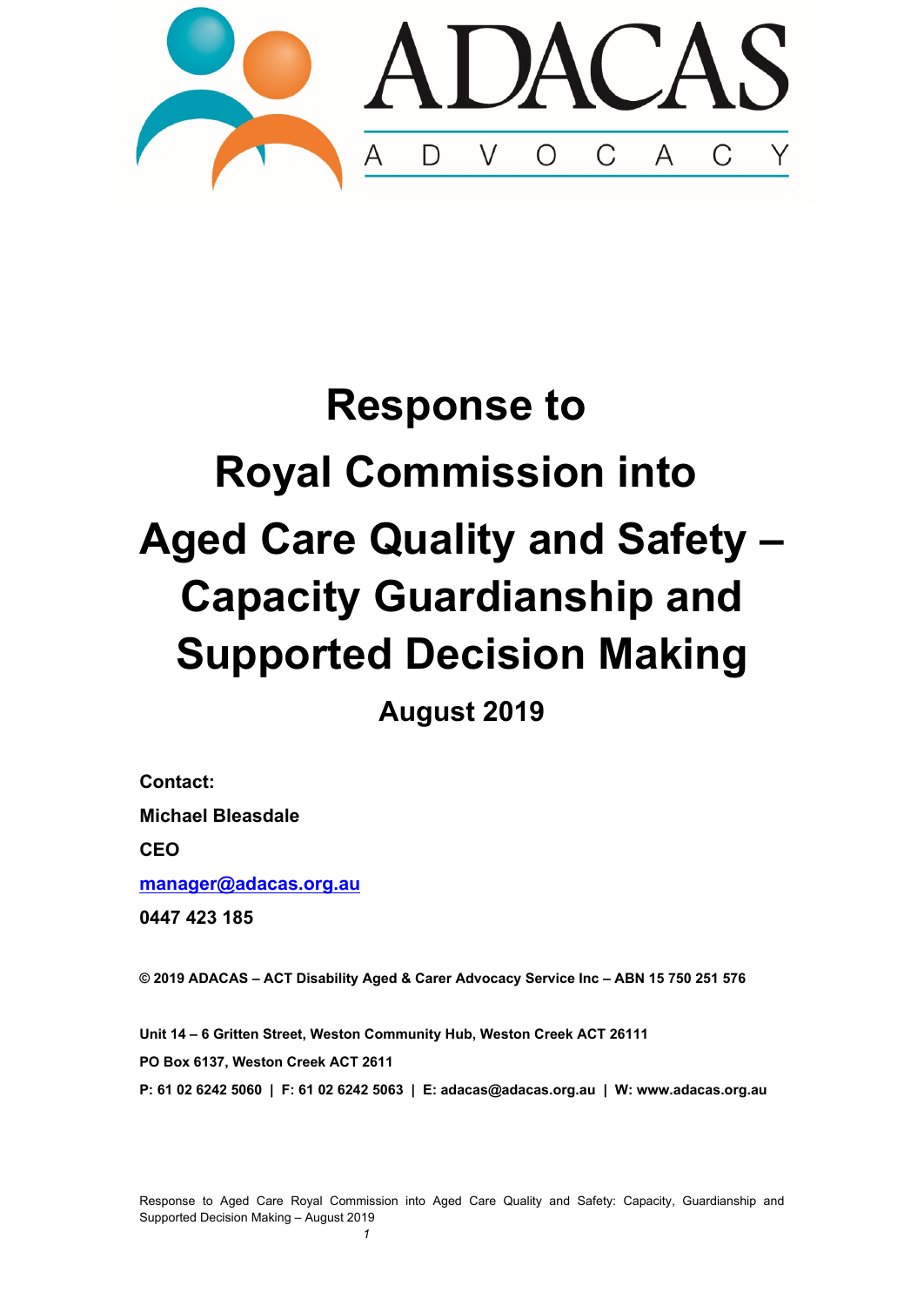ADACAS

ADVOCACY

# Response to Royal Commission into Aged Care Quality and Safety – Capacity Guardianship and Supported Decision Making

## August 2019

**Contact:**

**Michael Bleasdale**

**CEO**

**manager@adacas.org.au**

**0447 423 185**

**© 2019 ADACAS – ACT Disability Aged & Carer Advocacy Service Inc – ABN 15 750 251 576**

**Unit 14 – 6 Gritten Street, Weston Community Hub, Weston Creek ACT 26111**

**PO Box 6137, Weston Creek ACT 2611**

**P: 61 02 6242 5060 | F: 61 02 6242 5063 | E: adacas@adacas.org.au | W: www.adacas.org.au**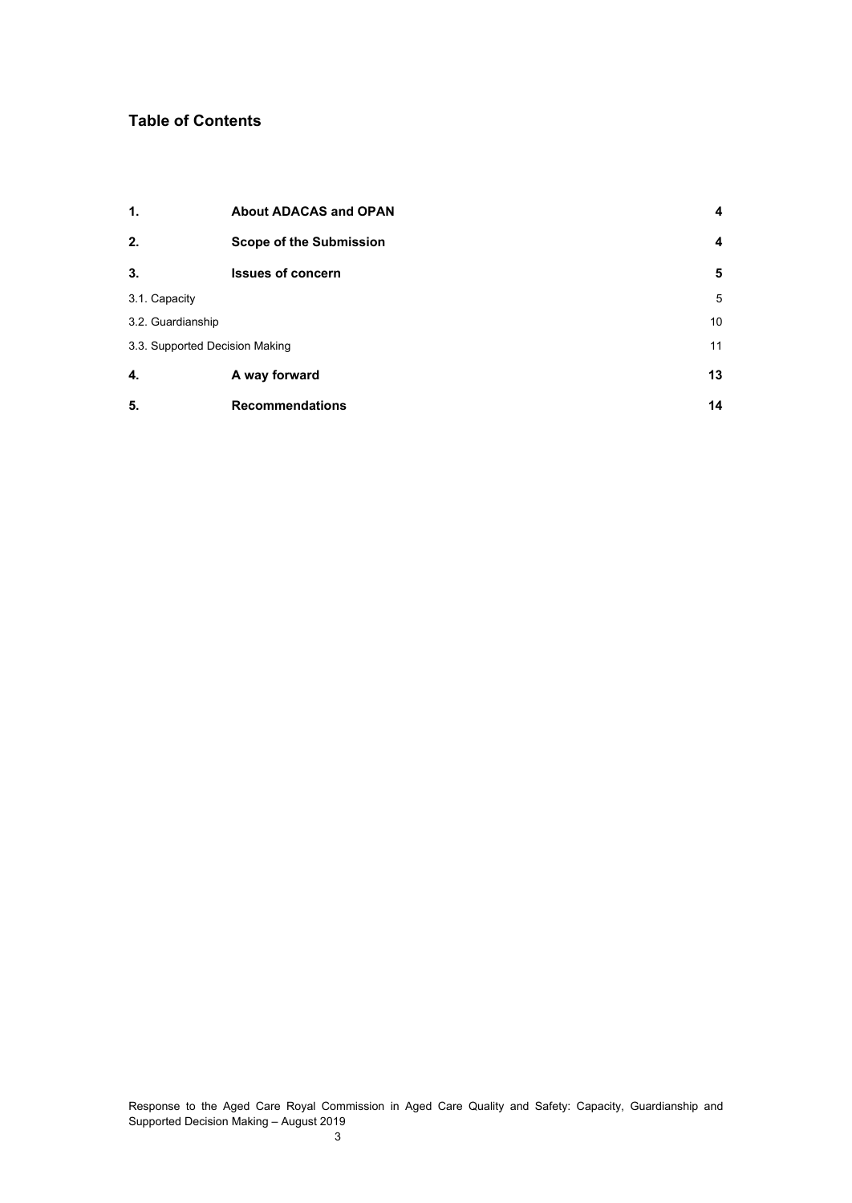## Table of Contents

| | | |
|---|---|---|
| **1.** | **About ADACAS and OPAN** | **4** |
| **2.** | **Scope of the Submission** | **4** |
| **3.** | **Issues of concern** | **5** |
| 3.1. Capacity | | 5 |
| 3.2. Guardianship | | 10 |
| 3.3. Supported Decision Making | | 11 |
| **4.** | **A way forward** | **13** |
| **5.** | **Recommendations** | **14** |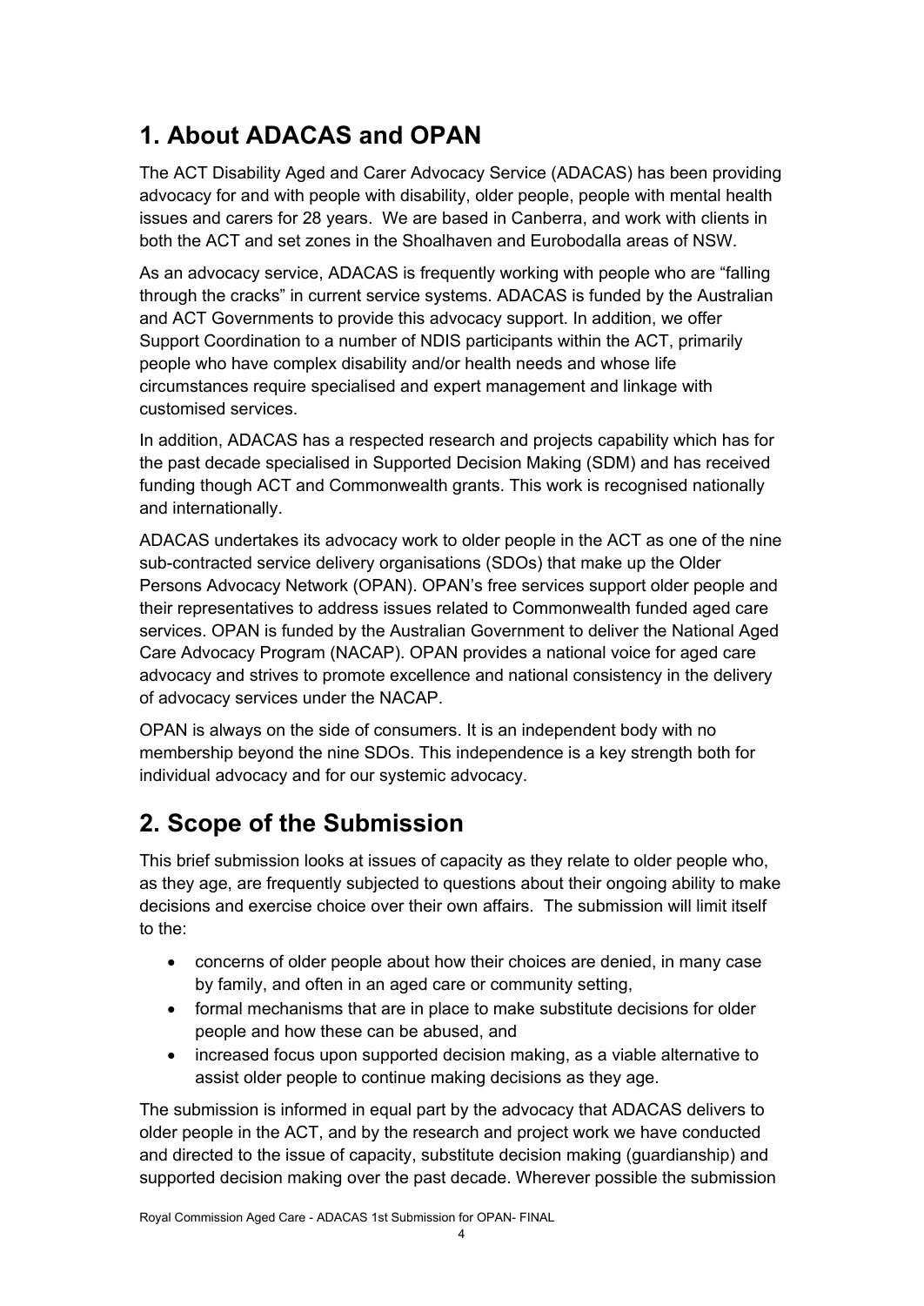## 1. About ADACAS and OPAN

The ACT Disability Aged and Carer Advocacy Service (ADACAS) has been providing advocacy for and with people with disability, older people, people with mental health issues and carers for 28 years. We are based in Canberra, and work with clients in both the ACT and set zones in the Shoalhaven and Eurobodalla areas of NSW.

As an advocacy service, ADACAS is frequently working with people who are "falling through the cracks" in current service systems. ADACAS is funded by the Australian and ACT Governments to provide this advocacy support. In addition, we offer Support Coordination to a number of NDIS participants within the ACT, primarily people who have complex disability and/or health needs and whose life circumstances require specialised and expert management and linkage with customised services.

In addition, ADACAS has a respected research and projects capability which has for the past decade specialised in Supported Decision Making (SDM) and has received funding though ACT and Commonwealth grants. This work is recognised nationally and internationally.

ADACAS undertakes its advocacy work to older people in the ACT as one of the nine sub-contracted service delivery organisations (SDOs) that make up the Older Persons Advocacy Network (OPAN). OPAN's free services support older people and their representatives to address issues related to Commonwealth funded aged care services. OPAN is funded by the Australian Government to deliver the National Aged Care Advocacy Program (NACAP). OPAN provides a national voice for aged care advocacy and strives to promote excellence and national consistency in the delivery of advocacy services under the NACAP.

OPAN is always on the side of consumers. It is an independent body with no membership beyond the nine SDOs. This independence is a key strength both for individual advocacy and for our systemic advocacy.

## 2. Scope of the Submission

This brief submission looks at issues of capacity as they relate to older people who, as they age, are frequently subjected to questions about their ongoing ability to make decisions and exercise choice over their own affairs. The submission will limit itself to the:

- concerns of older people about how their choices are denied, in many case by family, and often in an aged care or community setting,
- formal mechanisms that are in place to make substitute decisions for older people and how these can be abused, and
- increased focus upon supported decision making, as a viable alternative to assist older people to continue making decisions as they age.

The submission is informed in equal part by the advocacy that ADACAS delivers to older people in the ACT, and by the research and project work we have conducted and directed to the issue of capacity, substitute decision making (guardianship) and supported decision making over the past decade. Wherever possible the submission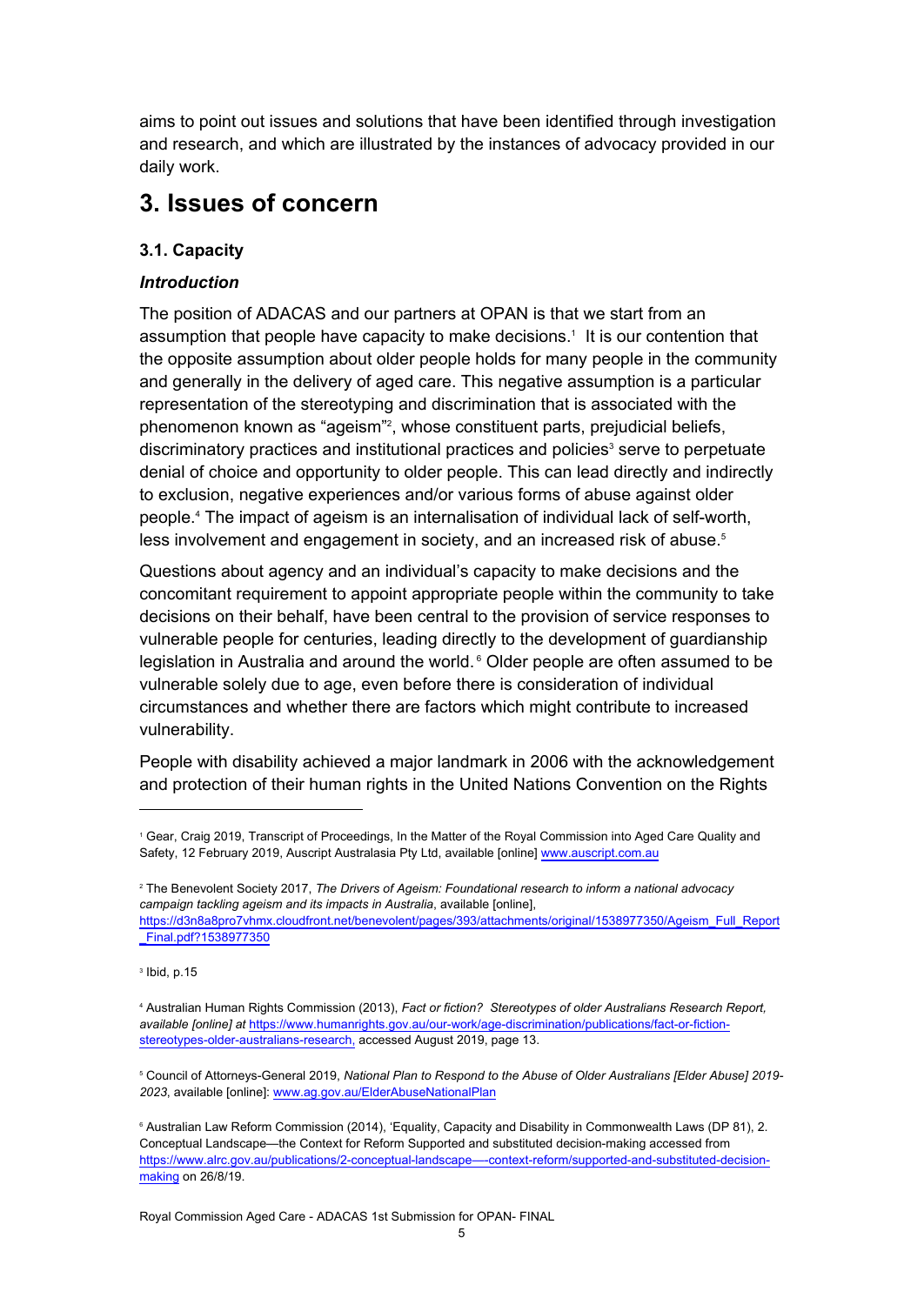aims to point out issues and solutions that have been identified through investigation and research, and which are illustrated by the instances of advocacy provided in our daily work.

# 3. Issues of concern

### 3.1. Capacity

#### *Introduction*

The position of ADACAS and our partners at OPAN is that we start from an assumption that people have capacity to make decisions.[1] It is our contention that the opposite assumption about older people holds for many people in the community and generally in the delivery of aged care. This negative assumption is a particular representation of the stereotyping and discrimination that is associated with the phenomenon known as "ageism"[2], whose constituent parts, prejudicial beliefs, discriminatory practices and institutional practices and policies[3] serve to perpetuate denial of choice and opportunity to older people. This can lead directly and indirectly to exclusion, negative experiences and/or various forms of abuse against older people.[4] The impact of ageism is an internalisation of individual lack of self-worth, less involvement and engagement in society, and an increased risk of abuse.[5]

Questions about agency and an individual's capacity to make decisions and the concomitant requirement to appoint appropriate people within the community to take decisions on their behalf, have been central to the provision of service responses to vulnerable people for centuries, leading directly to the development of guardianship legislation in Australia and around the world.[6] Older people are often assumed to be vulnerable solely due to age, even before there is consideration of individual circumstances and whether there are factors which might contribute to increased vulnerability.

People with disability achieved a major landmark in 2006 with the acknowledgement and protection of their human rights in the United Nations Convention on the Rights

---

[1] Gear, Craig 2019, Transcript of Proceedings, In the Matter of the Royal Commission into Aged Care Quality and Safety, 12 February 2019, Auscript Australasia Pty Ltd, available [online] www.auscript.com.au

[2] The Benevolent Society 2017, *The Drivers of Ageism: Foundational research to inform a national advocacy campaign tackling ageism and its impacts in Australia*, available [online], https://d3n8a8pro7vhmx.cloudfront.net/benevolent/pages/393/attachments/original/1538977350/Ageism_Full_Report_Final.pdf?1538977350

[3] Ibid, p.15

[4] Australian Human Rights Commission (2013), *Fact or fiction? Stereotypes of older Australians Research Report, available [online] at* https://www.humanrights.gov.au/our-work/age-discrimination/publications/fact-or-fiction-stereotypes-older-australians-research, accessed August 2019, page 13.

[5] Council of Attorneys-General 2019, *National Plan to Respond to the Abuse of Older Australians [Elder Abuse] 2019-2023*, available [online]: www.ag.gov.au/ElderAbuseNationalPlan

[6] Australian Law Reform Commission (2014), 'Equality, Capacity and Disability in Commonwealth Laws (DP 81), 2. Conceptual Landscape—the Context for Reform Supported and substituted decision-making accessed from https://www.alrc.gov.au/publications/2-conceptual-landscape-–-context-reform/supported-and-substituted-decision-making on 26/8/19.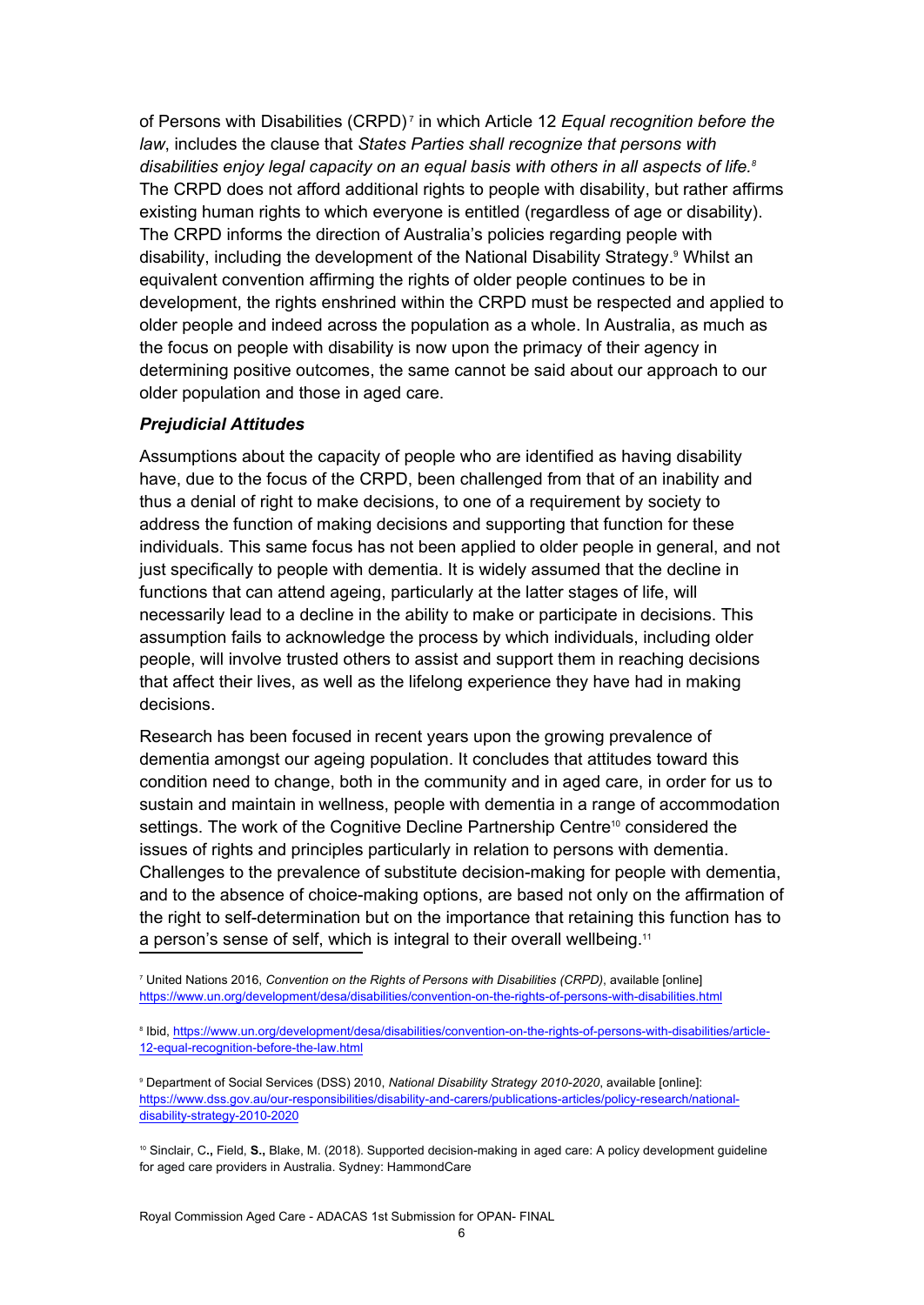of Persons with Disabilities (CRPD)[7] in which Article 12 *Equal recognition before the law*, includes the clause that *States Parties shall recognize that persons with disabilities enjoy legal capacity on an equal basis with others in all aspects of life.*[8] The CRPD does not afford additional rights to people with disability, but rather affirms existing human rights to which everyone is entitled (regardless of age or disability). The CRPD informs the direction of Australia's policies regarding people with disability, including the development of the National Disability Strategy.[9] Whilst an equivalent convention affirming the rights of older people continues to be in development, the rights enshrined within the CRPD must be respected and applied to older people and indeed across the population as a whole. In Australia, as much as the focus on people with disability is now upon the primacy of their agency in determining positive outcomes, the same cannot be said about our approach to our older population and those in aged care.

### *Prejudicial Attitudes*

Assumptions about the capacity of people who are identified as having disability have, due to the focus of the CRPD, been challenged from that of an inability and thus a denial of right to make decisions, to one of a requirement by society to address the function of making decisions and supporting that function for these individuals. This same focus has not been applied to older people in general, and not just specifically to people with dementia. It is widely assumed that the decline in functions that can attend ageing, particularly at the latter stages of life, will necessarily lead to a decline in the ability to make or participate in decisions. This assumption fails to acknowledge the process by which individuals, including older people, will involve trusted others to assist and support them in reaching decisions that affect their lives, as well as the lifelong experience they have had in making decisions.

Research has been focused in recent years upon the growing prevalence of dementia amongst our ageing population. It concludes that attitudes toward this condition need to change, both in the community and in aged care, in order for us to sustain and maintain in wellness, people with dementia in a range of accommodation settings. The work of the Cognitive Decline Partnership Centre[10] considered the issues of rights and principles particularly in relation to persons with dementia. Challenges to the prevalence of substitute decision-making for people with dementia, and to the absence of choice-making options, are based not only on the affirmation of the right to self-determination but on the importance that retaining this function has to a person's sense of self, which is integral to their overall wellbeing.[11]

---

[7] United Nations 2016, *Convention on the Rights of Persons with Disabilities (CRPD)*, available [online] https://www.un.org/development/desa/disabilities/convention-on-the-rights-of-persons-with-disabilities.html

[8] Ibid, https://www.un.org/development/desa/disabilities/convention-on-the-rights-of-persons-with-disabilities/article-12-equal-recognition-before-the-law.html

[9] Department of Social Services (DSS) 2010, *National Disability Strategy 2010-2020*, available [online]: https://www.dss.gov.au/our-responsibilities/disability-and-carers/publications-articles/policy-research/national-disability-strategy-2010-2020

[10] Sinclair, C**.**, Field, **S.**, Blake, M. (2018). Supported decision-making in aged care: A policy development guideline for aged care providers in Australia. Sydney: HammondCare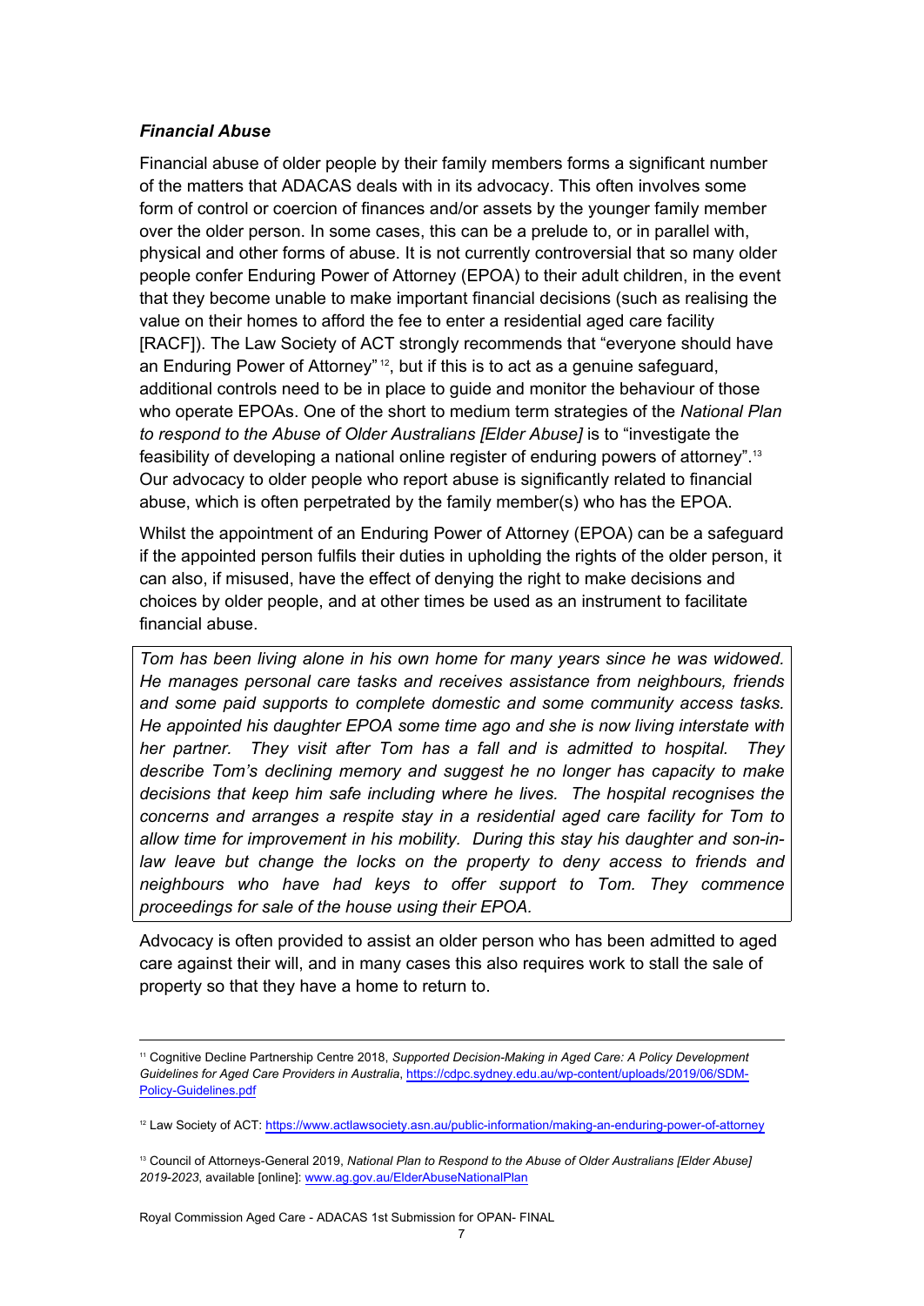### *Financial Abuse*

Financial abuse of older people by their family members forms a significant number of the matters that ADACAS deals with in its advocacy. This often involves some form of control or coercion of finances and/or assets by the younger family member over the older person. In some cases, this can be a prelude to, or in parallel with, physical and other forms of abuse. It is not currently controversial that so many older people confer Enduring Power of Attorney (EPOA) to their adult children, in the event that they become unable to make important financial decisions (such as realising the value on their homes to afford the fee to enter a residential aged care facility [RACF]). The Law Society of ACT strongly recommends that "everyone should have an Enduring Power of Attorney"[12], but if this is to act as a genuine safeguard, additional controls need to be in place to guide and monitor the behaviour of those who operate EPOAs. One of the short to medium term strategies of the *National Plan to respond to the Abuse of Older Australians [Elder Abuse]* is to "investigate the feasibility of developing a national online register of enduring powers of attorney".[13] Our advocacy to older people who report abuse is significantly related to financial abuse, which is often perpetrated by the family member(s) who has the EPOA.

Whilst the appointment of an Enduring Power of Attorney (EPOA) can be a safeguard if the appointed person fulfils their duties in upholding the rights of the older person, it can also, if misused, have the effect of denying the right to make decisions and choices by older people, and at other times be used as an instrument to facilitate financial abuse.

> *Tom has been living alone in his own home for many years since he was widowed. He manages personal care tasks and receives assistance from neighbours, friends and some paid supports to complete domestic and some community access tasks. He appointed his daughter EPOA some time ago and she is now living interstate with her partner. They visit after Tom has a fall and is admitted to hospital. They describe Tom's declining memory and suggest he no longer has capacity to make decisions that keep him safe including where he lives. The hospital recognises the concerns and arranges a respite stay in a residential aged care facility for Tom to allow time for improvement in his mobility. During this stay his daughter and son-in-law leave but change the locks on the property to deny access to friends and neighbours who have had keys to offer support to Tom. They commence proceedings for sale of the house using their EPOA.*

Advocacy is often provided to assist an older person who has been admitted to aged care against their will, and in many cases this also requires work to stall the sale of property so that they have a home to return to.

---

[11] Cognitive Decline Partnership Centre 2018, *Supported Decision-Making in Aged Care: A Policy Development Guidelines for Aged Care Providers in Australia*, https://cdpc.sydney.edu.au/wp-content/uploads/2019/06/SDM-Policy-Guidelines.pdf

[12] Law Society of ACT: https://www.actlawsociety.asn.au/public-information/making-an-enduring-power-of-attorney

[13] Council of Attorneys-General 2019, *National Plan to Respond to the Abuse of Older Australians [Elder Abuse] 2019-2023*, available [online]: www.ag.gov.au/ElderAbuseNationalPlan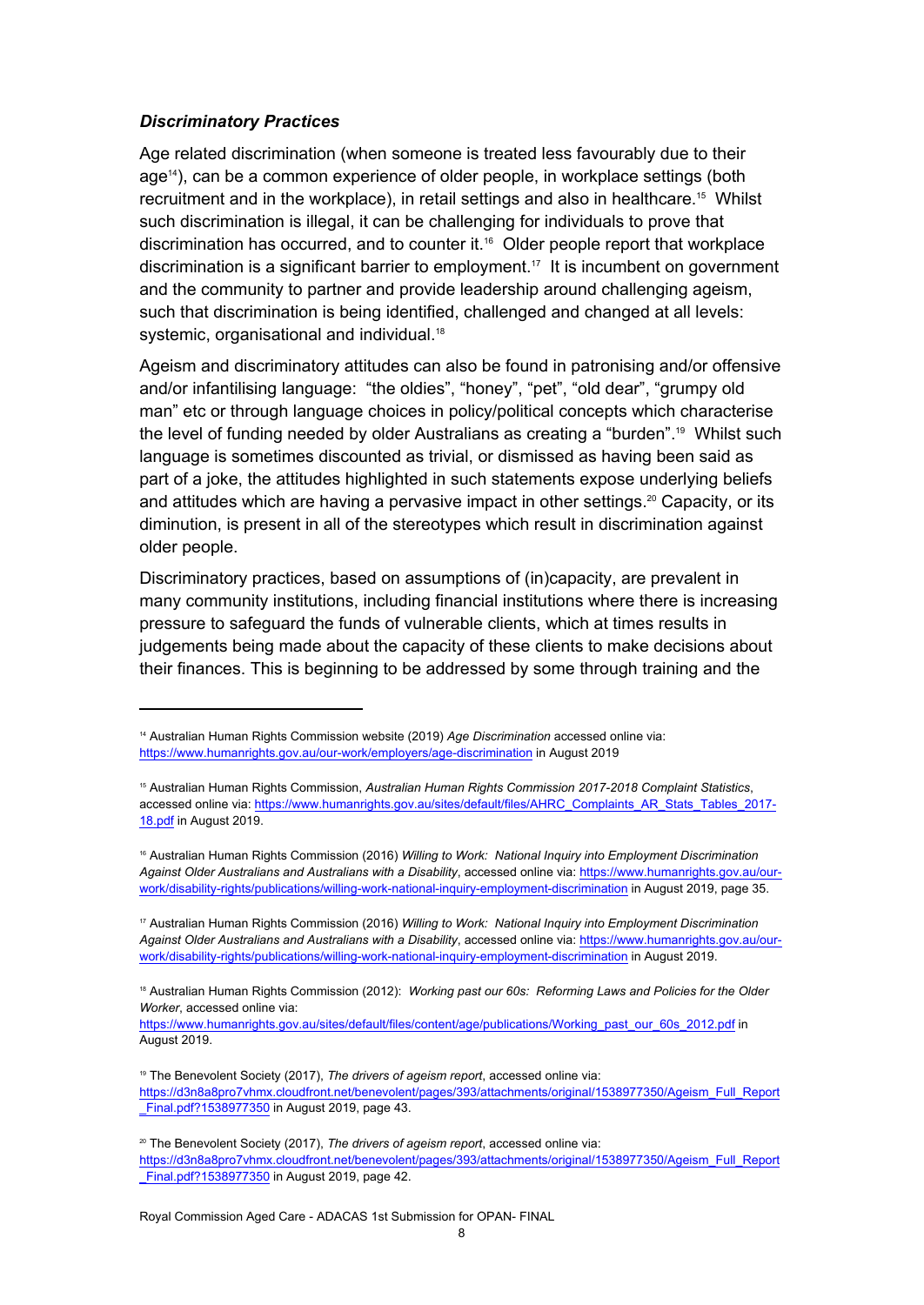### ***Discriminatory Practices***

Age related discrimination (when someone is treated less favourably due to their age[14]), can be a common experience of older people, in workplace settings (both recruitment and in the workplace), in retail settings and also in healthcare.[15] Whilst such discrimination is illegal, it can be challenging for individuals to prove that discrimination has occurred, and to counter it.[16] Older people report that workplace discrimination is a significant barrier to employment.[17] It is incumbent on government and the community to partner and provide leadership around challenging ageism, such that discrimination is being identified, challenged and changed at all levels: systemic, organisational and individual.[18]

Ageism and discriminatory attitudes can also be found in patronising and/or offensive and/or infantilising language: "the oldies", "honey", "pet", "old dear", "grumpy old man" etc or through language choices in policy/political concepts which characterise the level of funding needed by older Australians as creating a "burden".[19] Whilst such language is sometimes discounted as trivial, or dismissed as having been said as part of a joke, the attitudes highlighted in such statements expose underlying beliefs and attitudes which are having a pervasive impact in other settings.[20] Capacity, or its diminution, is present in all of the stereotypes which result in discrimination against older people.

Discriminatory practices, based on assumptions of (in)capacity, are prevalent in many community institutions, including financial institutions where there is increasing pressure to safeguard the funds of vulnerable clients, which at times results in judgements being made about the capacity of these clients to make decisions about their finances. This is beginning to be addressed by some through training and the

---

[14] Australian Human Rights Commission website (2019) *Age Discrimination* accessed online via: https://www.humanrights.gov.au/our-work/employers/age-discrimination in August 2019

[15] Australian Human Rights Commission, *Australian Human Rights Commission 2017-2018 Complaint Statistics*, accessed online via: https://www.humanrights.gov.au/sites/default/files/AHRC_Complaints_AR_Stats_Tables_2017-18.pdf in August 2019.

[16] Australian Human Rights Commission (2016) *Willing to Work: National Inquiry into Employment Discrimination Against Older Australians and Australians with a Disability*, accessed online via: https://www.humanrights.gov.au/our-work/disability-rights/publications/willing-work-national-inquiry-employment-discrimination in August 2019, page 35.

[17] Australian Human Rights Commission (2016) *Willing to Work: National Inquiry into Employment Discrimination Against Older Australians and Australians with a Disability*, accessed online via: https://www.humanrights.gov.au/our-work/disability-rights/publications/willing-work-national-inquiry-employment-discrimination in August 2019.

[18] Australian Human Rights Commission (2012): *Working past our 60s: Reforming Laws and Policies for the Older Worker*, accessed online via: https://www.humanrights.gov.au/sites/default/files/content/age/publications/Working_past_our_60s_2012.pdf in August 2019.

[19] The Benevolent Society (2017), *The drivers of ageism report*, accessed online via: https://d3n8a8pro7vhmx.cloudfront.net/benevolent/pages/393/attachments/original/1538977350/Ageism_Full_Report_Final.pdf?1538977350 in August 2019, page 43.

[20] The Benevolent Society (2017), *The drivers of ageism report*, accessed online via: https://d3n8a8pro7vhmx.cloudfront.net/benevolent/pages/393/attachments/original/1538977350/Ageism_Full_Report_Final.pdf?1538977350 in August 2019, page 42.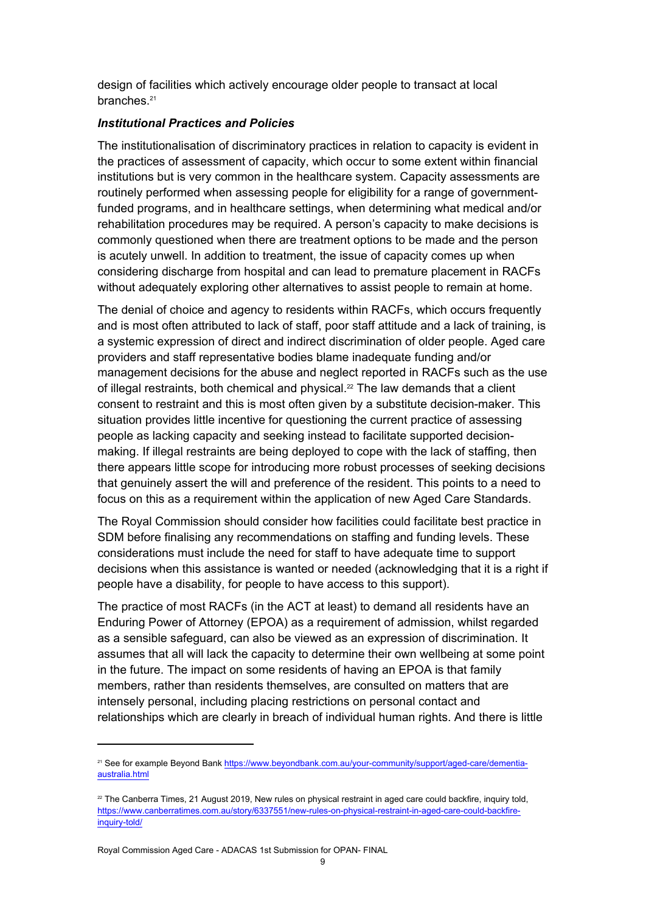design of facilities which actively encourage older people to transact at local branches.[21]

***Institutional Practices and Policies***

The institutionalisation of discriminatory practices in relation to capacity is evident in the practices of assessment of capacity, which occur to some extent within financial institutions but is very common in the healthcare system. Capacity assessments are routinely performed when assessing people for eligibility for a range of government-funded programs, and in healthcare settings, when determining what medical and/or rehabilitation procedures may be required. A person's capacity to make decisions is commonly questioned when there are treatment options to be made and the person is acutely unwell. In addition to treatment, the issue of capacity comes up when considering discharge from hospital and can lead to premature placement in RACFs without adequately exploring other alternatives to assist people to remain at home.

The denial of choice and agency to residents within RACFs, which occurs frequently and is most often attributed to lack of staff, poor staff attitude and a lack of training, is a systemic expression of direct and indirect discrimination of older people. Aged care providers and staff representative bodies blame inadequate funding and/or management decisions for the abuse and neglect reported in RACFs such as the use of illegal restraints, both chemical and physical.[22] The law demands that a client consent to restraint and this is most often given by a substitute decision-maker. This situation provides little incentive for questioning the current practice of assessing people as lacking capacity and seeking instead to facilitate supported decision-making. If illegal restraints are being deployed to cope with the lack of staffing, then there appears little scope for introducing more robust processes of seeking decisions that genuinely assert the will and preference of the resident. This points to a need to focus on this as a requirement within the application of new Aged Care Standards.

The Royal Commission should consider how facilities could facilitate best practice in SDM before finalising any recommendations on staffing and funding levels. These considerations must include the need for staff to have adequate time to support decisions when this assistance is wanted or needed (acknowledging that it is a right if people have a disability, for people to have access to this support).

The practice of most RACFs (in the ACT at least) to demand all residents have an Enduring Power of Attorney (EPOA) as a requirement of admission, whilst regarded as a sensible safeguard, can also be viewed as an expression of discrimination. It assumes that all will lack the capacity to determine their own wellbeing at some point in the future. The impact on some residents of having an EPOA is that family members, rather than residents themselves, are consulted on matters that are intensely personal, including placing restrictions on personal contact and relationships which are clearly in breach of individual human rights. And there is little

---

[21] See for example Beyond Bank https://www.beyondbank.com.au/your-community/support/aged-care/dementia-australia.html

[22] The Canberra Times, 21 August 2019, New rules on physical restraint in aged care could backfire, inquiry told, https://www.canberratimes.com.au/story/6337551/new-rules-on-physical-restraint-in-aged-care-could-backfire-inquiry-told/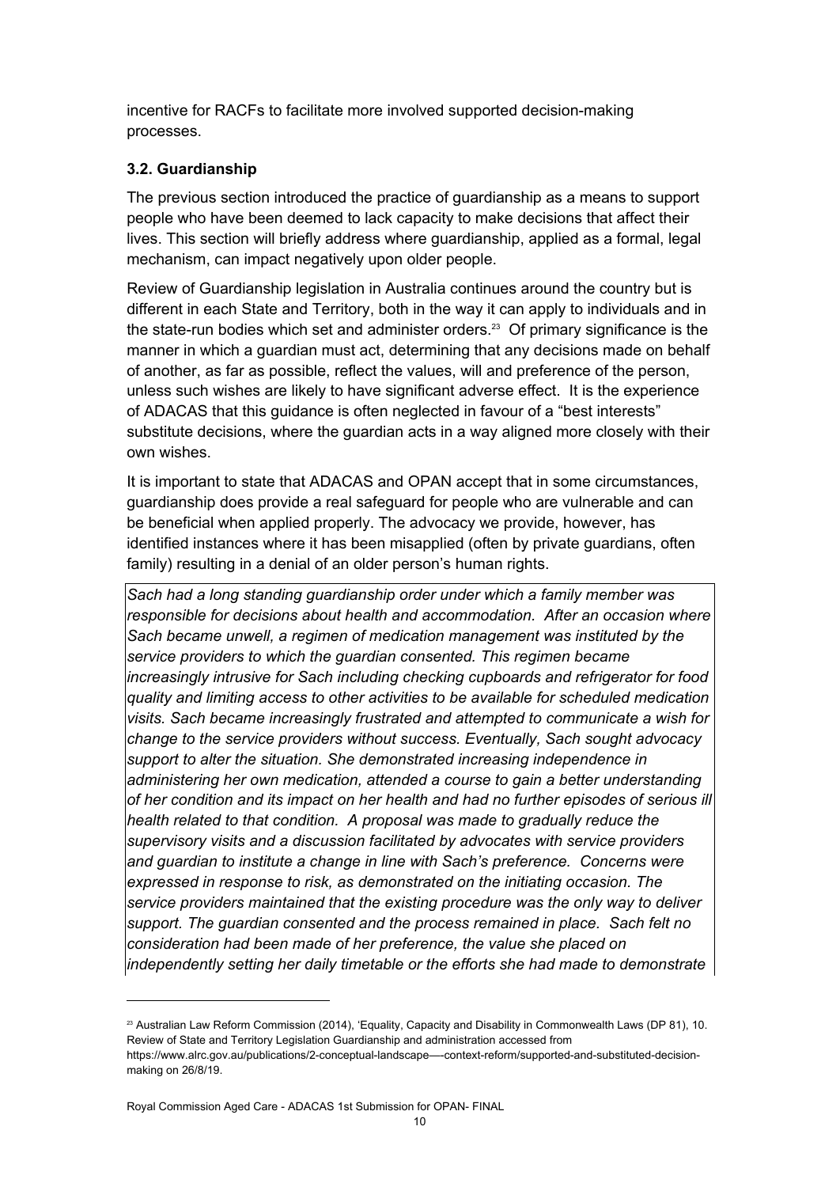incentive for RACFs to facilitate more involved supported decision-making processes.

### 3.2. Guardianship

The previous section introduced the practice of guardianship as a means to support people who have been deemed to lack capacity to make decisions that affect their lives. This section will briefly address where guardianship, applied as a formal, legal mechanism, can impact negatively upon older people.

Review of Guardianship legislation in Australia continues around the country but is different in each State and Territory, both in the way it can apply to individuals and in the state-run bodies which set and administer orders.[23] Of primary significance is the manner in which a guardian must act, determining that any decisions made on behalf of another, as far as possible, reflect the values, will and preference of the person, unless such wishes are likely to have significant adverse effect. It is the experience of ADACAS that this guidance is often neglected in favour of a "best interests" substitute decisions, where the guardian acts in a way aligned more closely with their own wishes.

It is important to state that ADACAS and OPAN accept that in some circumstances, guardianship does provide a real safeguard for people who are vulnerable and can be beneficial when applied properly. The advocacy we provide, however, has identified instances where it has been misapplied (often by private guardians, often family) resulting in a denial of an older person's human rights.

*Sach had a long standing guardianship order under which a family member was responsible for decisions about health and accommodation. After an occasion where Sach became unwell, a regimen of medication management was instituted by the service providers to which the guardian consented. This regimen became increasingly intrusive for Sach including checking cupboards and refrigerator for food quality and limiting access to other activities to be available for scheduled medication visits. Sach became increasingly frustrated and attempted to communicate a wish for change to the service providers without success. Eventually, Sach sought advocacy support to alter the situation. She demonstrated increasing independence in administering her own medication, attended a course to gain a better understanding of her condition and its impact on her health and had no further episodes of serious ill health related to that condition. A proposal was made to gradually reduce the supervisory visits and a discussion facilitated by advocates with service providers and guardian to institute a change in line with Sach's preference. Concerns were expressed in response to risk, as demonstrated on the initiating occasion. The service providers maintained that the existing procedure was the only way to deliver support. The guardian consented and the process remained in place. Sach felt no consideration had been made of her preference, the value she placed on independently setting her daily timetable or the efforts she had made to demonstrate*

[23] Australian Law Reform Commission (2014), 'Equality, Capacity and Disability in Commonwealth Laws (DP 81), 10. Review of State and Territory Legislation Guardianship and administration accessed from https://www.alrc.gov.au/publications/2-conceptual-landscape—-context-reform/supported-and-substituted-decision-making on 26/8/19.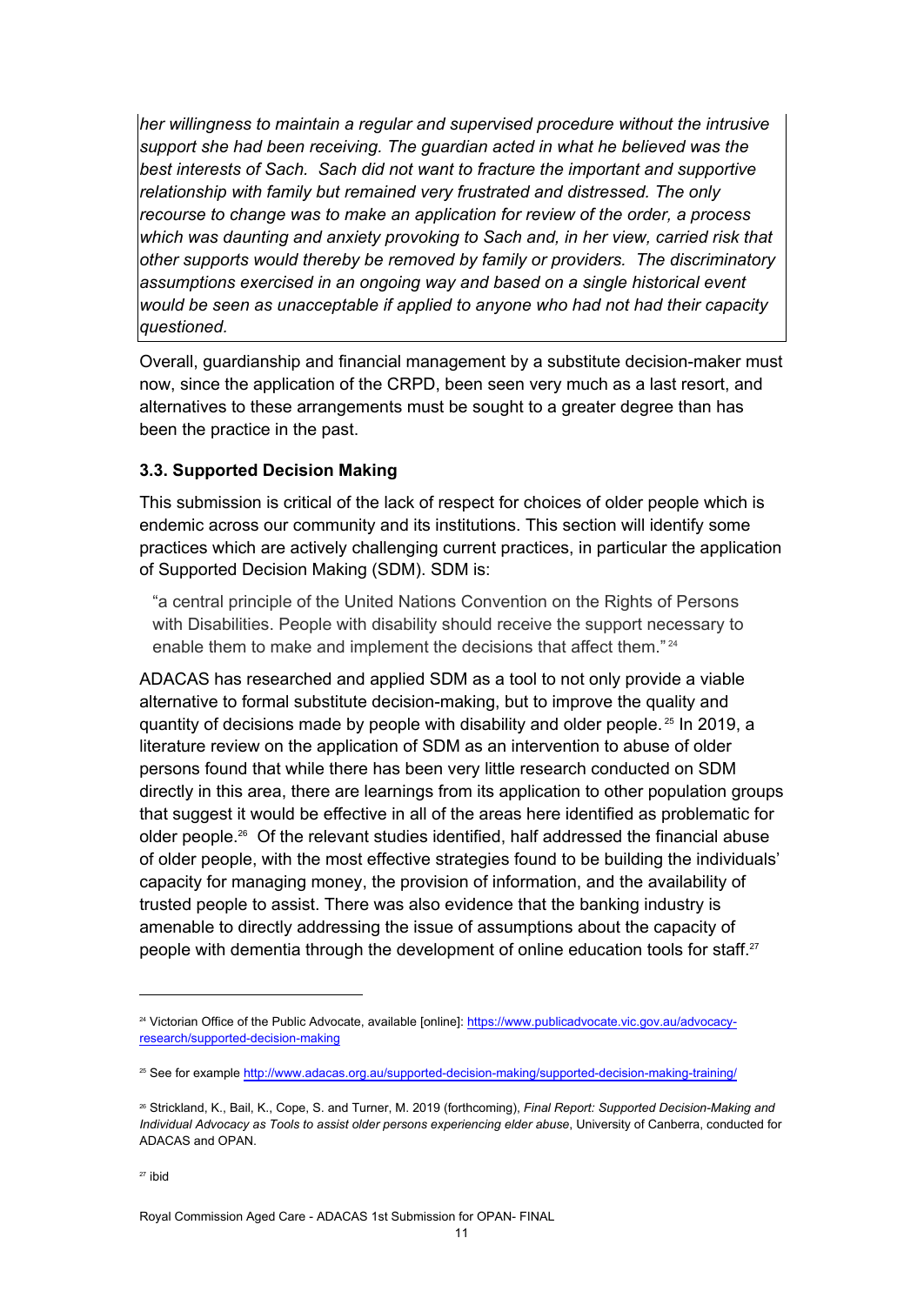*her willingness to maintain a regular and supervised procedure without the intrusive support she had been receiving. The guardian acted in what he believed was the best interests of Sach. Sach did not want to fracture the important and supportive relationship with family but remained very frustrated and distressed. The only recourse to change was to make an application for review of the order, a process which was daunting and anxiety provoking to Sach and, in her view, carried risk that other supports would thereby be removed by family or providers. The discriminatory assumptions exercised in an ongoing way and based on a single historical event would be seen as unacceptable if applied to anyone who had not had their capacity questioned.*

Overall, guardianship and financial management by a substitute decision-maker must now, since the application of the CRPD, been seen very much as a last resort, and alternatives to these arrangements must be sought to a greater degree than has been the practice in the past.

### 3.3. Supported Decision Making

This submission is critical of the lack of respect for choices of older people which is endemic across our community and its institutions. This section will identify some practices which are actively challenging current practices, in particular the application of Supported Decision Making (SDM). SDM is:

> "a central principle of the United Nations Convention on the Rights of Persons with Disabilities. People with disability should receive the support necessary to enable them to make and implement the decisions that affect them." [24]

ADACAS has researched and applied SDM as a tool to not only provide a viable alternative to formal substitute decision-making, but to improve the quality and quantity of decisions made by people with disability and older people. [25] In 2019, a literature review on the application of SDM as an intervention to abuse of older persons found that while there has been very little research conducted on SDM directly in this area, there are learnings from its application to other population groups that suggest it would be effective in all of the areas here identified as problematic for older people.[26] Of the relevant studies identified, half addressed the financial abuse of older people, with the most effective strategies found to be building the individuals' capacity for managing money, the provision of information, and the availability of trusted people to assist. There was also evidence that the banking industry is amenable to directly addressing the issue of assumptions about the capacity of people with dementia through the development of online education tools for staff.[27]

---

[24] Victorian Office of the Public Advocate, available [online]: https://www.publicadvocate.vic.gov.au/advocacy-research/supported-decision-making

[25] See for example http://www.adacas.org.au/supported-decision-making/supported-decision-making-training/

[26] Strickland, K., Bail, K., Cope, S. and Turner, M. 2019 (forthcoming), *Final Report: Supported Decision-Making and Individual Advocacy as Tools to assist older persons experiencing elder abuse*, University of Canberra, conducted for ADACAS and OPAN.

[27] ibid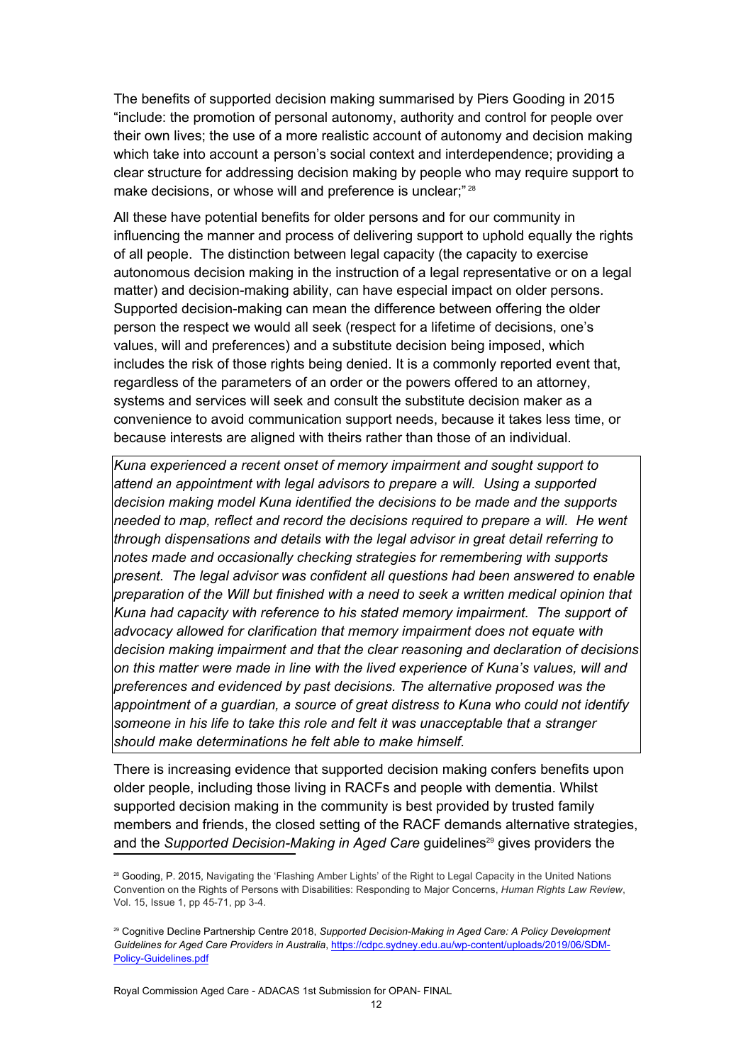The benefits of supported decision making summarised by Piers Gooding in 2015 "include: the promotion of personal autonomy, authority and control for people over their own lives; the use of a more realistic account of autonomy and decision making which take into account a person's social context and interdependence; providing a clear structure for addressing decision making by people who may require support to make decisions, or whose will and preference is unclear;" [28]

All these have potential benefits for older persons and for our community in influencing the manner and process of delivering support to uphold equally the rights of all people. The distinction between legal capacity (the capacity to exercise autonomous decision making in the instruction of a legal representative or on a legal matter) and decision-making ability, can have especial impact on older persons. Supported decision-making can mean the difference between offering the older person the respect we would all seek (respect for a lifetime of decisions, one's values, will and preferences) and a substitute decision being imposed, which includes the risk of those rights being denied. It is a commonly reported event that, regardless of the parameters of an order or the powers offered to an attorney, systems and services will seek and consult the substitute decision maker as a convenience to avoid communication support needs, because it takes less time, or because interests are aligned with theirs rather than those of an individual.

> *Kuna experienced a recent onset of memory impairment and sought support to attend an appointment with legal advisors to prepare a will. Using a supported decision making model Kuna identified the decisions to be made and the supports needed to map, reflect and record the decisions required to prepare a will. He went through dispensations and details with the legal advisor in great detail referring to notes made and occasionally checking strategies for remembering with supports present. The legal advisor was confident all questions had been answered to enable preparation of the Will but finished with a need to seek a written medical opinion that Kuna had capacity with reference to his stated memory impairment. The support of advocacy allowed for clarification that memory impairment does not equate with decision making impairment and that the clear reasoning and declaration of decisions on this matter were made in line with the lived experience of Kuna's values, will and preferences and evidenced by past decisions. The alternative proposed was the appointment of a guardian, a source of great distress to Kuna who could not identify someone in his life to take this role and felt it was unacceptable that a stranger should make determinations he felt able to make himself.*

There is increasing evidence that supported decision making confers benefits upon older people, including those living in RACFs and people with dementia. Whilst supported decision making in the community is best provided by trusted family members and friends, the closed setting of the RACF demands alternative strategies, and the *Supported Decision-Making in Aged Care* guidelines[29] gives providers the

[28] Gooding, P. 2015, Navigating the 'Flashing Amber Lights' of the Right to Legal Capacity in the United Nations Convention on the Rights of Persons with Disabilities: Responding to Major Concerns, *Human Rights Law Review*, Vol. 15, Issue 1, pp 45-71, pp 3-4.

[29] Cognitive Decline Partnership Centre 2018, *Supported Decision-Making in Aged Care: A Policy Development Guidelines for Aged Care Providers in Australia*, https://cdpc.sydney.edu.au/wp-content/uploads/2019/06/SDM-Policy-Guidelines.pdf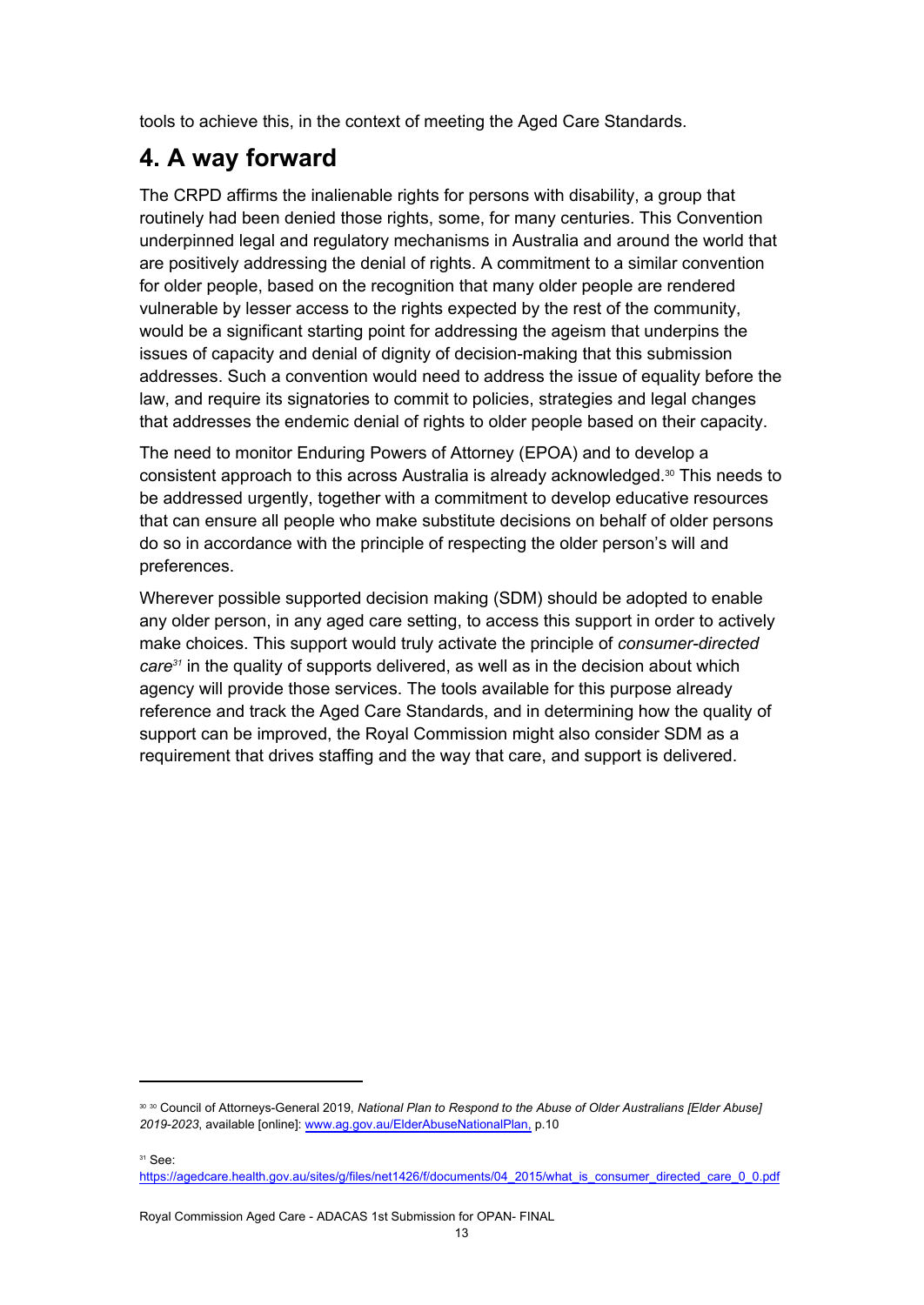tools to achieve this, in the context of meeting the Aged Care Standards.

## 4. A way forward

The CRPD affirms the inalienable rights for persons with disability, a group that routinely had been denied those rights, some, for many centuries. This Convention underpinned legal and regulatory mechanisms in Australia and around the world that are positively addressing the denial of rights. A commitment to a similar convention for older people, based on the recognition that many older people are rendered vulnerable by lesser access to the rights expected by the rest of the community, would be a significant starting point for addressing the ageism that underpins the issues of capacity and denial of dignity of decision-making that this submission addresses. Such a convention would need to address the issue of equality before the law, and require its signatories to commit to policies, strategies and legal changes that addresses the endemic denial of rights to older people based on their capacity.

The need to monitor Enduring Powers of Attorney (EPOA) and to develop a consistent approach to this across Australia is already acknowledged.[30] This needs to be addressed urgently, together with a commitment to develop educative resources that can ensure all people who make substitute decisions on behalf of older persons do so in accordance with the principle of respecting the older person's will and preferences.

Wherever possible supported decision making (SDM) should be adopted to enable any older person, in any aged care setting, to access this support in order to actively make choices. This support would truly activate the principle of *consumer-directed care*[31] in the quality of supports delivered, as well as in the decision about which agency will provide those services. The tools available for this purpose already reference and track the Aged Care Standards, and in determining how the quality of support can be improved, the Royal Commission might also consider SDM as a requirement that drives staffing and the way that care, and support is delivered.

---

[30] [30] Council of Attorneys-General 2019, *National Plan to Respond to the Abuse of Older Australians [Elder Abuse] 2019-2023*, available [online]: www.ag.gov.au/ElderAbuseNationalPlan, p.10

[31] See: https://agedcare.health.gov.au/sites/g/files/net1426/f/documents/04_2015/what_is_consumer_directed_care_0_0.pdf

Royal Commission Aged Care - ADACAS 1st Submission for OPAN- FINAL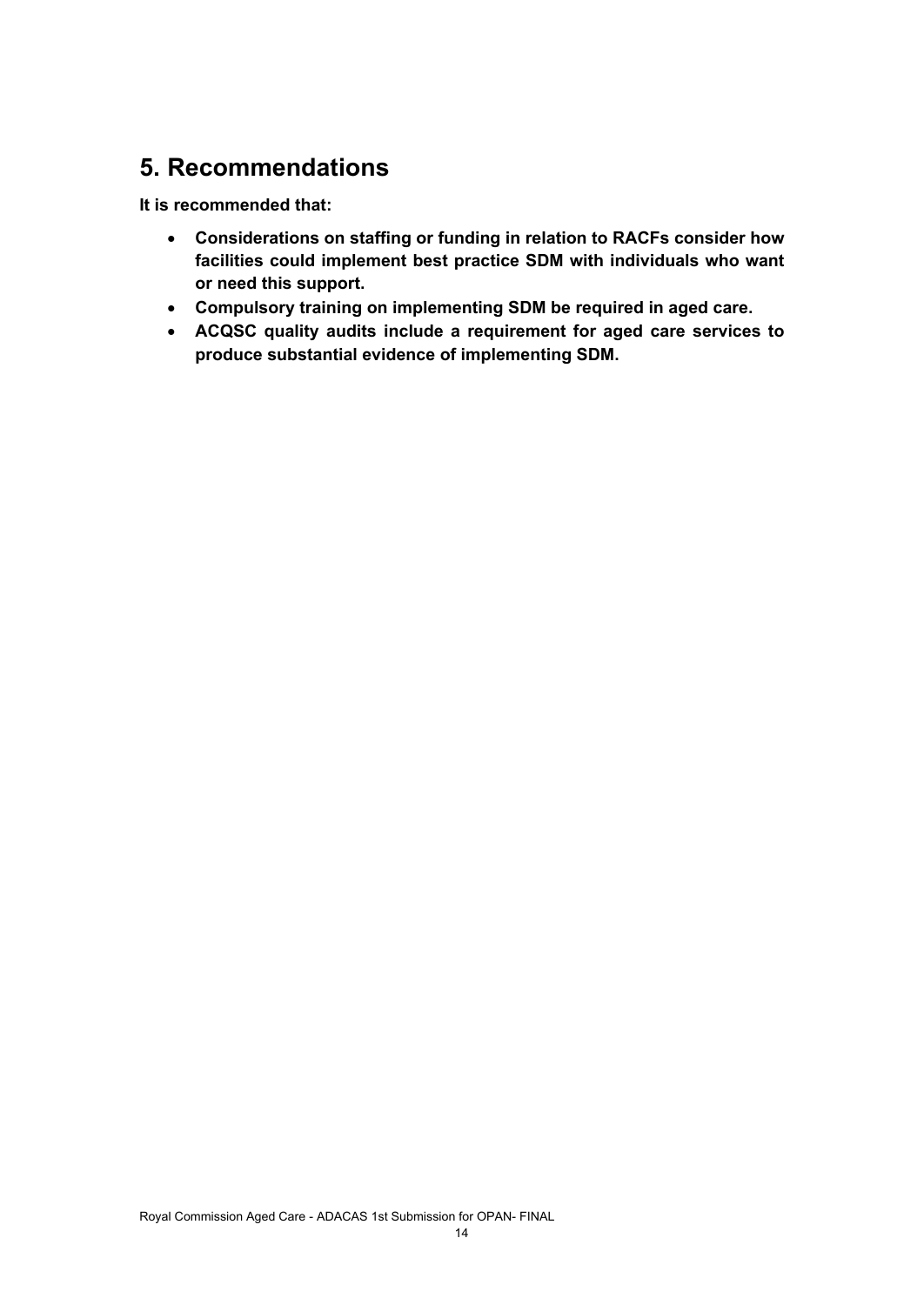## 5. Recommendations

**It is recommended that:**

- **Considerations on staffing or funding in relation to RACFs consider how facilities could implement best practice SDM with individuals who want or need this support.**
- **Compulsory training on implementing SDM be required in aged care.**
- **ACQSC quality audits include a requirement for aged care services to produce substantial evidence of implementing SDM.**